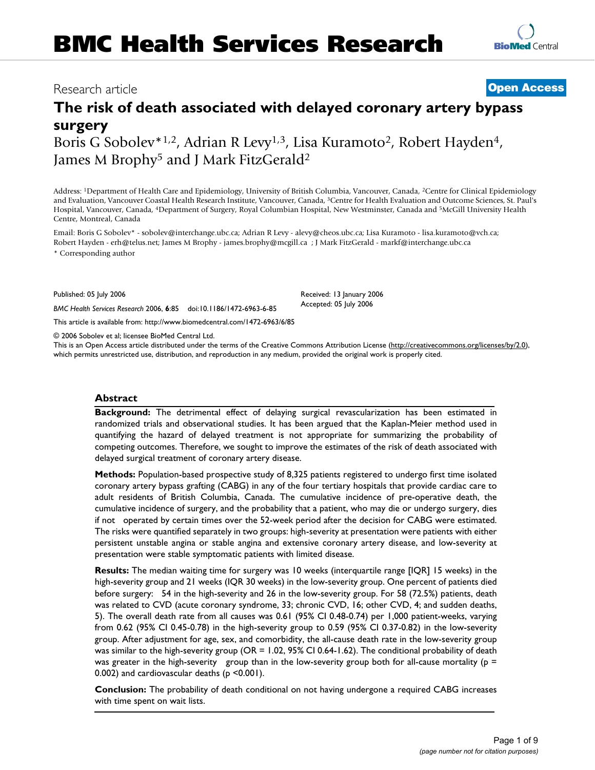# BMC Health Services Research

Research article

**Open Access**

# The risk of death associated with delayed coronary artery bypass surgery

Boris G Sobolev*[1,2], Adrian R Levy[1,3], Lisa Kuramoto[2], Robert Hayden[4], James M Brophy[5] and J Mark FitzGerald[2]

Address: [1]Department of Health Care and Epidemiology, University of British Columbia, Vancouver, Canada, [2]Centre for Clinical Epidemiology and Evaluation, Vancouver Coastal Health Research Institute, Vancouver, Canada, [3]Centre for Health Evaluation and Outcome Sciences, St. Paul's Hospital, Vancouver, Canada, [4]Department of Surgery, Royal Columbian Hospital, New Westminster, Canada and [5]McGill University Health Centre, Montreal, Canada

Email: Boris G Sobolev* - sobolev@interchange.ubc.ca; Adrian R Levy - alevy@cheos.ubc.ca; Lisa Kuramoto - lisa.kuramoto@vch.ca; Robert Hayden - erh@telus.net; James M Brophy - james.brophy@mcgill.ca ; J Mark FitzGerald - markf@interchange.ubc.ca

\* Corresponding author

Published: 05 July 2006

*BMC Health Services Research* 2006, **6**:85 doi:10.1186/1472-6963-6-85

Received: 13 January 2006
Accepted: 05 July 2006

This article is available from: http://www.biomedcentral.com/1472-6963/6/85

© 2006 Sobolev et al; licensee BioMed Central Ltd.
This is an Open Access article distributed under the terms of the Creative Commons Attribution License (http://creativecommons.org/licenses/by/2.0), which permits unrestricted use, distribution, and reproduction in any medium, provided the original work is properly cited.

## Abstract

**Background:** The detrimental effect of delaying surgical revascularization has been estimated in randomized trials and observational studies. It has been argued that the Kaplan-Meier method used in quantifying the hazard of delayed treatment is not appropriate for summarizing the probability of competing outcomes. Therefore, we sought to improve the estimates of the risk of death associated with delayed surgical treatment of coronary artery disease.

**Methods:** Population-based prospective study of 8,325 patients registered to undergo first time isolated coronary artery bypass grafting (CABG) in any of the four tertiary hospitals that provide cardiac care to adult residents of British Columbia, Canada. The cumulative incidence of pre-operative death, the cumulative incidence of surgery, and the probability that a patient, who may die or undergo surgery, dies if not operated by certain times over the 52-week period after the decision for CABG were estimated. The risks were quantified separately in two groups: high-severity at presentation were patients with either persistent unstable angina or stable angina and extensive coronary artery disease, and low-severity at presentation were stable symptomatic patients with limited disease.

**Results:** The median waiting time for surgery was 10 weeks (interquartile range [IQR] 15 weeks) in the high-severity group and 21 weeks (IQR 30 weeks) in the low-severity group. One percent of patients died before surgery: 54 in the high-severity and 26 in the low-severity group. For 58 (72.5%) patients, death was related to CVD (acute coronary syndrome, 33; chronic CVD, 16; other CVD, 4; and sudden deaths, 5). The overall death rate from all causes was 0.61 (95% CI 0.48-0.74) per 1,000 patient-weeks, varying from 0.62 (95% CI 0.45-0.78) in the high-severity group to 0.59 (95% CI 0.37-0.82) in the low-severity group. After adjustment for age, sex, and comorbidity, the all-cause death rate in the low-severity group was similar to the high-severity group (OR = 1.02, 95% CI 0.64-1.62). The conditional probability of death was greater in the high-severity group than in the low-severity group both for all-cause mortality ($p = 0.002$) and cardiovascular deaths ($p < 0.001$).

**Conclusion:** The probability of death conditional on not having undergone a required CABG increases with time spent on wait lists.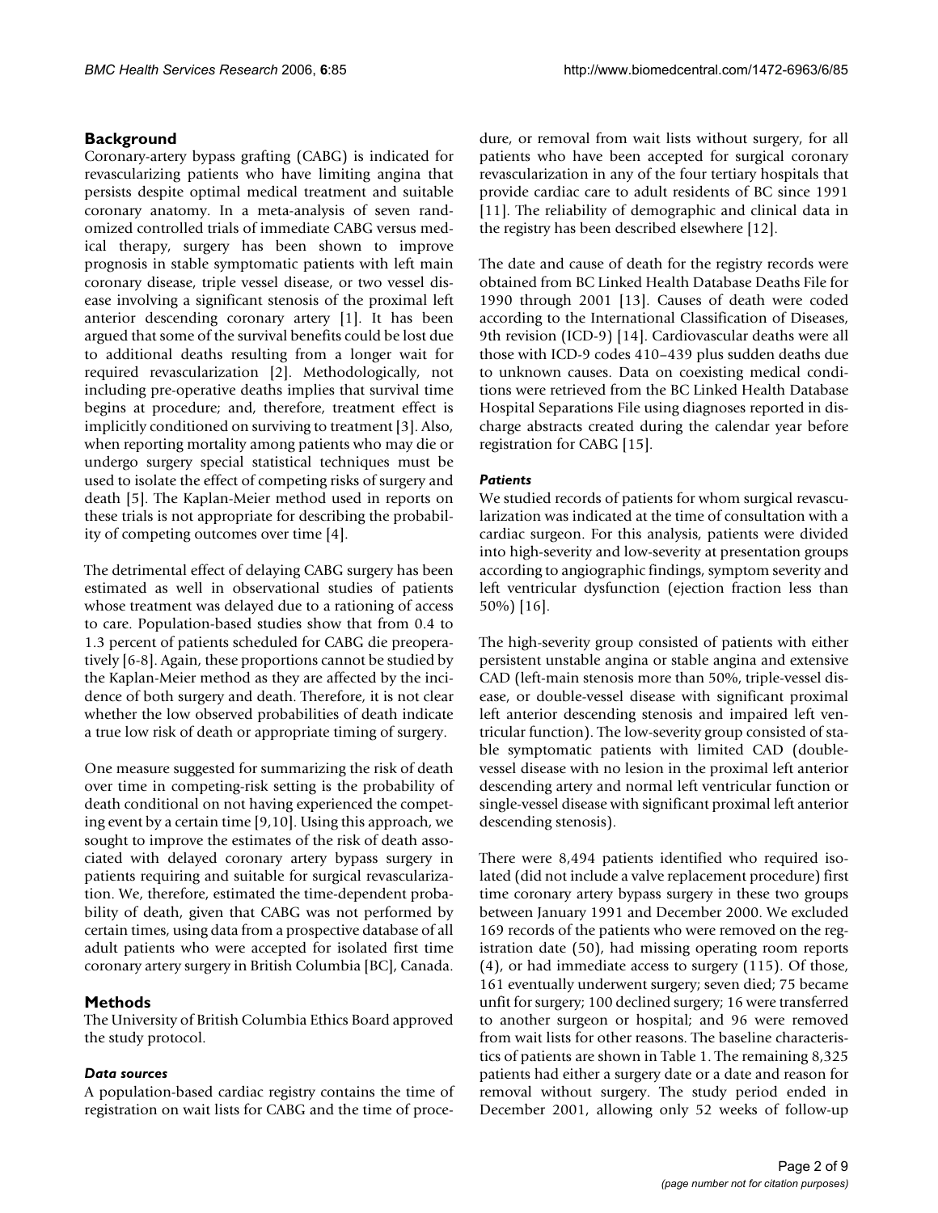## Background

Coronary-artery bypass grafting (CABG) is indicated for revascularizing patients who have limiting angina that persists despite optimal medical treatment and suitable coronary anatomy. In a meta-analysis of seven randomized controlled trials of immediate CABG versus medical therapy, surgery has been shown to improve prognosis in stable symptomatic patients with left main coronary disease, triple vessel disease, or two vessel disease involving a significant stenosis of the proximal left anterior descending coronary artery [1]. It has been argued that some of the survival benefits could be lost due to additional deaths resulting from a longer wait for required revascularization [2]. Methodologically, not including pre-operative deaths implies that survival time begins at procedure; and, therefore, treatment effect is implicitly conditioned on surviving to treatment [3]. Also, when reporting mortality among patients who may die or undergo surgery special statistical techniques must be used to isolate the effect of competing risks of surgery and death [5]. The Kaplan-Meier method used in reports on these trials is not appropriate for describing the probability of competing outcomes over time [4].

The detrimental effect of delaying CABG surgery has been estimated as well in observational studies of patients whose treatment was delayed due to a rationing of access to care. Population-based studies show that from 0.4 to 1.3 percent of patients scheduled for CABG die preoperatively [6-8]. Again, these proportions cannot be studied by the Kaplan-Meier method as they are affected by the incidence of both surgery and death. Therefore, it is not clear whether the low observed probabilities of death indicate a true low risk of death or appropriate timing of surgery.

One measure suggested for summarizing the risk of death over time in competing-risk setting is the probability of death conditional on not having experienced the competing event by a certain time [9,10]. Using this approach, we sought to improve the estimates of the risk of death associated with delayed coronary artery bypass surgery in patients requiring and suitable for surgical revascularization. We, therefore, estimated the time-dependent probability of death, given that CABG was not performed by certain times, using data from a prospective database of all adult patients who were accepted for isolated first time coronary artery surgery in British Columbia [BC], Canada.

## Methods

The University of British Columbia Ethics Board approved the study protocol.

### *Data sources*

A population-based cardiac registry contains the time of registration on wait lists for CABG and the time of procedure, or removal from wait lists without surgery, for all patients who have been accepted for surgical coronary revascularization in any of the four tertiary hospitals that provide cardiac care to adult residents of BC since 1991 [11]. The reliability of demographic and clinical data in the registry has been described elsewhere [12].

The date and cause of death for the registry records were obtained from BC Linked Health Database Deaths File for 1990 through 2001 [13]. Causes of death were coded according to the International Classification of Diseases, 9th revision (ICD-9) [14]. Cardiovascular deaths were all those with ICD-9 codes 410–439 plus sudden deaths due to unknown causes. Data on coexisting medical conditions were retrieved from the BC Linked Health Database Hospital Separations File using diagnoses reported in discharge abstracts created during the calendar year before registration for CABG [15].

### *Patients*

We studied records of patients for whom surgical revascularization was indicated at the time of consultation with a cardiac surgeon. For this analysis, patients were divided into high-severity and low-severity at presentation groups according to angiographic findings, symptom severity and left ventricular dysfunction (ejection fraction less than 50%) [16].

The high-severity group consisted of patients with either persistent unstable angina or stable angina and extensive CAD (left-main stenosis more than 50%, triple-vessel disease, or double-vessel disease with significant proximal left anterior descending stenosis and impaired left ventricular function). The low-severity group consisted of stable symptomatic patients with limited CAD (double-vessel disease with no lesion in the proximal left anterior descending artery and normal left ventricular function or single-vessel disease with significant proximal left anterior descending stenosis).

There were 8,494 patients identified who required isolated (did not include a valve replacement procedure) first time coronary artery bypass surgery in these two groups between January 1991 and December 2000. We excluded 169 records of the patients who were removed on the registration date (50), had missing operating room reports (4), or had immediate access to surgery (115). Of those, 161 eventually underwent surgery; seven died; 75 became unfit for surgery; 100 declined surgery; 16 were transferred to another surgeon or hospital; and 96 were removed from wait lists for other reasons. The baseline characteristics of patients are shown in Table 1. The remaining 8,325 patients had either a surgery date or a date and reason for removal without surgery. The study period ended in December 2001, allowing only 52 weeks of follow-up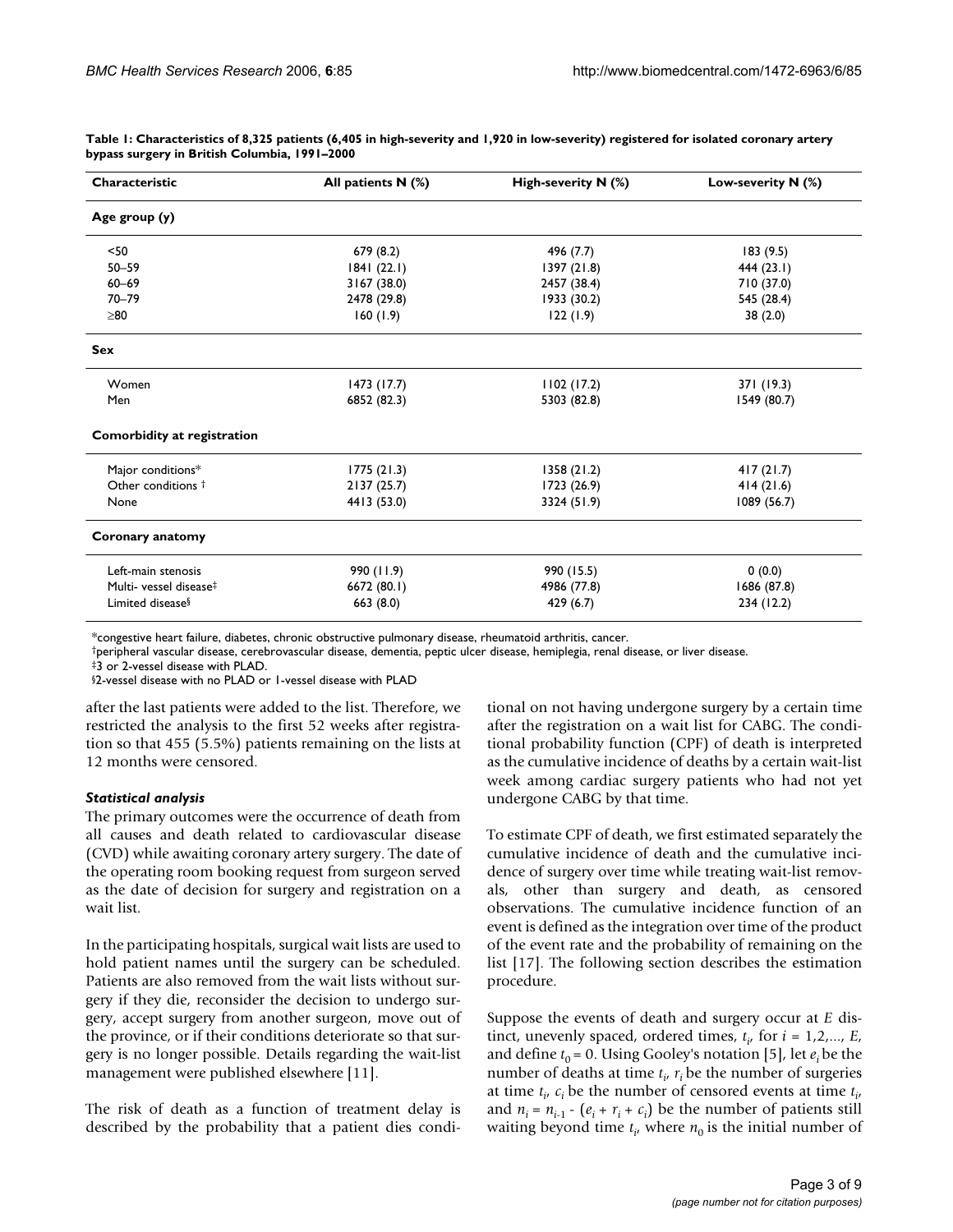**Table 1: Characteristics of 8,325 patients (6,405 in high-severity and 1,920 in low-severity) registered for isolated coronary artery bypass surgery in British Columbia, 1991–2000**

| Characteristic | All patients N (%) | High-severity N (%) | Low-severity N (%) |
|---|---|---|---|
| **Age group (y)** | | | |
| <50 | 679 (8.2) | 496 (7.7) | 183 (9.5) |
| 50–59 | 1841 (22.1) | 1397 (21.8) | 444 (23.1) |
| 60–69 | 3167 (38.0) | 2457 (38.4) | 710 (37.0) |
| 70–79 | 2478 (29.8) | 1933 (30.2) | 545 (28.4) |
| ≥80 | 160 (1.9) | 122 (1.9) | 38 (2.0) |
| **Sex** | | | |
| Women | 1473 (17.7) | 1102 (17.2) | 371 (19.3) |
| Men | 6852 (82.3) | 5303 (82.8) | 1549 (80.7) |
| **Comorbidity at registration** | | | |
| Major conditions* | 1775 (21.3) | 1358 (21.2) | 417 (21.7) |
| Other conditions † | 2137 (25.7) | 1723 (26.9) | 414 (21.6) |
| None | 4413 (53.0) | 3324 (51.9) | 1089 (56.7) |
| **Coronary anatomy** | | | |
| Left-main stenosis | 990 (11.9) | 990 (15.5) | 0 (0.0) |
| Multi- vessel disease‡ | 6672 (80.1) | 4986 (77.8) | 1686 (87.8) |
| Limited disease§ | 663 (8.0) | 429 (6.7) | 234 (12.2) |

*congestive heart failure, diabetes, chronic obstructive pulmonary disease, rheumatoid arthritis, cancer.
†peripheral vascular disease, cerebrovascular disease, dementia, peptic ulcer disease, hemiplegia, renal disease, or liver disease.
‡3 or 2-vessel disease with PLAD.
§2-vessel disease with no PLAD or 1-vessel disease with PLAD

after the last patients were added to the list. Therefore, we restricted the analysis to the first 52 weeks after registration so that 455 (5.5%) patients remaining on the lists at 12 months were censored.

### *Statistical analysis*

The primary outcomes were the occurrence of death from all causes and death related to cardiovascular disease (CVD) while awaiting coronary artery surgery. The date of the operating room booking request from surgeon served as the date of decision for surgery and registration on a wait list.

In the participating hospitals, surgical wait lists are used to hold patient names until the surgery can be scheduled. Patients are also removed from the wait lists without surgery if they die, reconsider the decision to undergo surgery, accept surgery from another surgeon, move out of the province, or if their conditions deteriorate so that surgery is no longer possible. Details regarding the wait-list management were published elsewhere [11].

The risk of death as a function of treatment delay is described by the probability that a patient dies conditional on not having undergone surgery by a certain time after the registration on a wait list for CABG. The conditional probability function (CPF) of death is interpreted as the cumulative incidence of deaths by a certain wait-list week among cardiac surgery patients who had not yet undergone CABG by that time.

To estimate CPF of death, we first estimated separately the cumulative incidence of death and the cumulative incidence of surgery over time while treating wait-list removals, other than surgery and death, as censored observations. The cumulative incidence function of an event is defined as the integration over time of the product of the event rate and the probability of remaining on the list [17]. The following section describes the estimation procedure.

Suppose the events of death and surgery occur at $E$ distinct, unevenly spaced, ordered times, $t_i$, for $i = 1,2,..., E$, and define $t_0 = 0$. Using Gooley's notation [5], let $e_i$ be the number of deaths at time $t_i$, $r_i$ be the number of surgeries at time $t_i$, $c_i$ be the number of censored events at time $t_i$, and $n_i = n_{i-1} - (e_i + r_i + c_i)$ be the number of patients still waiting beyond time $t_i$, where $n_0$ is the initial number of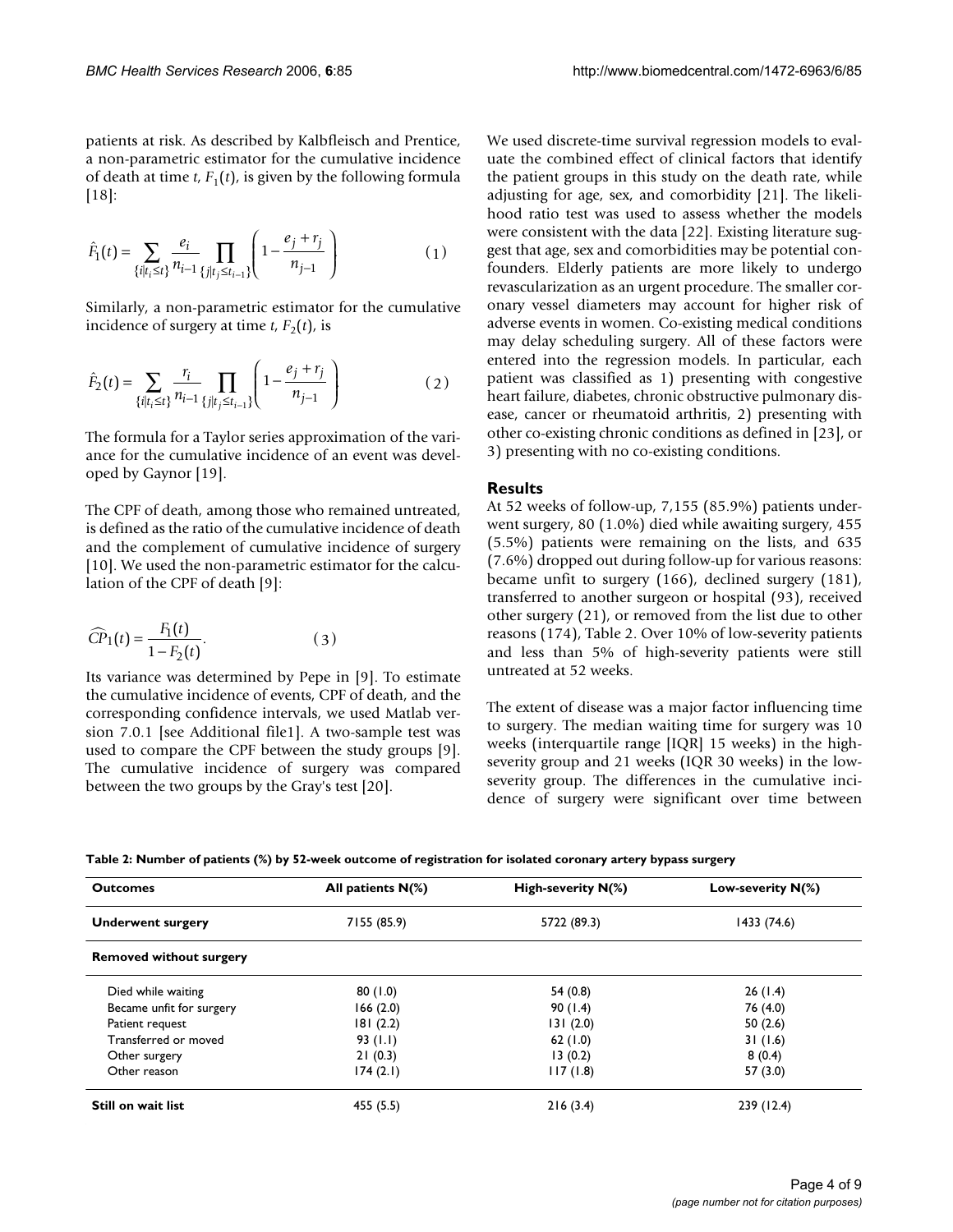patients at risk. As described by Kalbfleisch and Prentice, a non-parametric estimator for the cumulative incidence of death at time $t$, $F_1(t)$, is given by the following formula [18]:

$$\hat{F}_1(t) = \sum_{\{i|t_i \le t\}} \frac{e_i}{n_{i-1}} \prod_{\{j|t_j \le t_{i-1}\}} \left(1 - \frac{e_j + r_j}{n_{j-1}}\right) \quad (1)$$

Similarly, a non-parametric estimator for the cumulative incidence of surgery at time $t$, $F_2(t)$, is

$$\hat{F}_2(t) = \sum_{\{i|t_i \le t\}} \frac{r_i}{n_{i-1}} \prod_{\{j|t_j \le t_{i-1}\}} \left(1 - \frac{e_j + r_j}{n_{j-1}}\right) \quad (2)$$

The formula for a Taylor series approximation of the variance for the cumulative incidence of an event was developed by Gaynor [19].

The CPF of death, among those who remained untreated, is defined as the ratio of the cumulative incidence of death and the complement of cumulative incidence of surgery [10]. We used the non-parametric estimator for the calculation of the CPF of death [9]:

$$\widehat{CP}_1(t) = \frac{F_1(t)}{1 - F_2(t)}. \quad (3)$$

Its variance was determined by Pepe in [9]. To estimate the cumulative incidence of events, CPF of death, and the corresponding confidence intervals, we used Matlab version 7.0.1 [see Additional file1]. A two-sample test was used to compare the CPF between the study groups [9]. The cumulative incidence of surgery was compared between the two groups by the Gray's test [20].

We used discrete-time survival regression models to evaluate the combined effect of clinical factors that identify the patient groups in this study on the death rate, while adjusting for age, sex, and comorbidity [21]. The likelihood ratio test was used to assess whether the models were consistent with the data [22]. Existing literature suggest that age, sex and comorbidities may be potential confounders. Elderly patients are more likely to undergo revascularization as an urgent procedure. The smaller coronary vessel diameters may account for higher risk of adverse events in women. Co-existing medical conditions may delay scheduling surgery. All of these factors were entered into the regression models. In particular, each patient was classified as 1) presenting with congestive heart failure, diabetes, chronic obstructive pulmonary disease, cancer or rheumatoid arthritis, 2) presenting with other co-existing chronic conditions as defined in [23], or 3) presenting with no co-existing conditions.

## Results

At 52 weeks of follow-up, 7,155 (85.9%) patients underwent surgery, 80 (1.0%) died while awaiting surgery, 455 (5.5%) patients were remaining on the lists, and 635 (7.6%) dropped out during follow-up for various reasons: became unfit to surgery (166), declined surgery (181), transferred to another surgeon or hospital (93), received other surgery (21), or removed from the list due to other reasons (174), Table 2. Over 10% of low-severity patients and less than 5% of high-severity patients were still untreated at 52 weeks.

The extent of disease was a major factor influencing time to surgery. The median waiting time for surgery was 10 weeks (interquartile range [IQR] 15 weeks) in the high-severity group and 21 weeks (IQR 30 weeks) in the low-severity group. The differences in the cumulative incidence of surgery were significant over time between

**Table 2: Number of patients (%) by 52-week outcome of registration for isolated coronary artery bypass surgery**

| Outcomes | All patients N(%) | High-severity N(%) | Low-severity N(%) |
|---|---|---|---|
| **Underwent surgery** | 7155 (85.9) | 5722 (89.3) | 1433 (74.6) |
| **Removed without surgery** | | | |
| Died while waiting | 80 (1.0) | 54 (0.8) | 26 (1.4) |
| Became unfit for surgery | 166 (2.0) | 90 (1.4) | 76 (4.0) |
| Patient request | 181 (2.2) | 131 (2.0) | 50 (2.6) |
| Transferred or moved | 93 (1.1) | 62 (1.0) | 31 (1.6) |
| Other surgery | 21 (0.3) | 13 (0.2) | 8 (0.4) |
| Other reason | 174 (2.1) | 117 (1.8) | 57 (3.0) |
| **Still on wait list** | 455 (5.5) | 216 (3.4) | 239 (12.4) |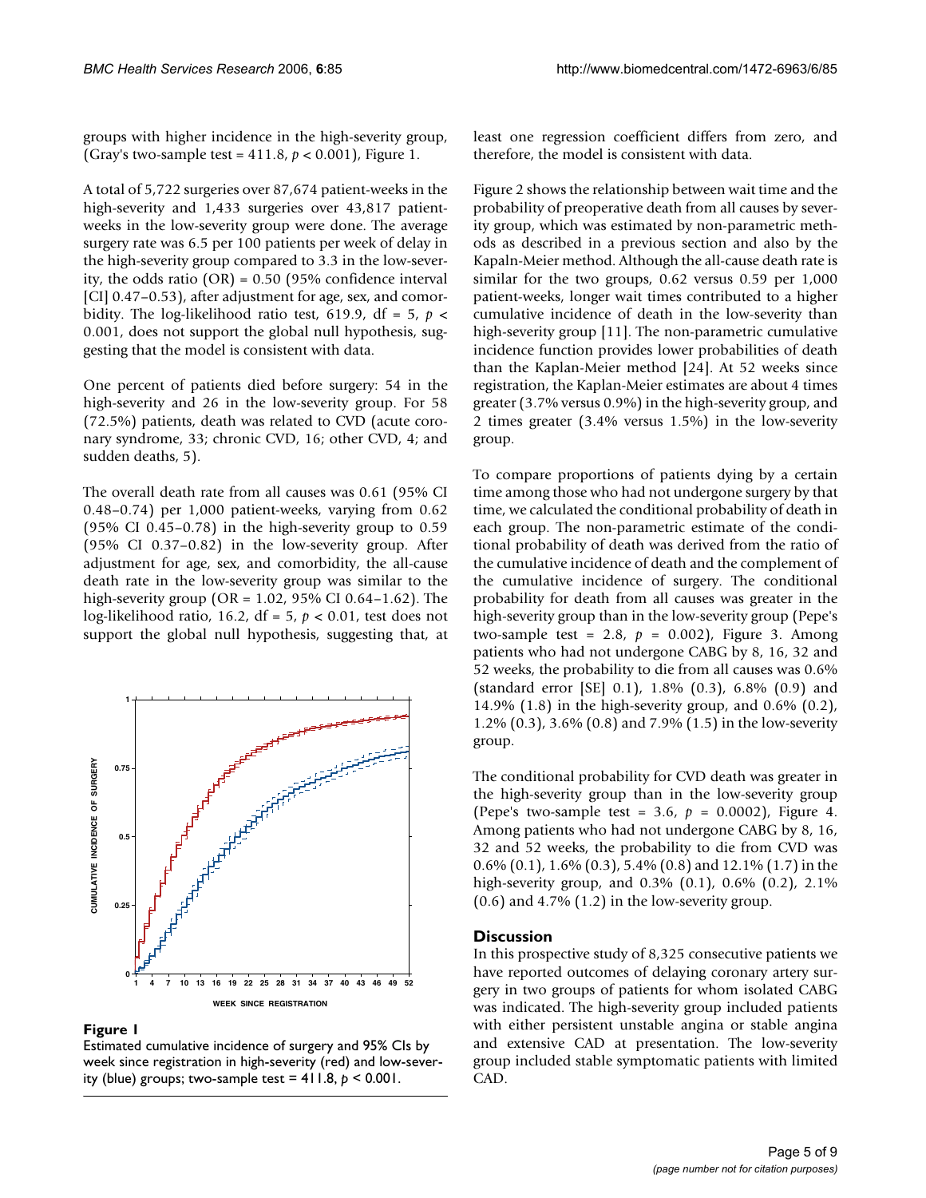groups with higher incidence in the high-severity group, (Gray's two-sample test = 411.8, $p < 0.001$), Figure 1.

A total of 5,722 surgeries over 87,674 patient-weeks in the high-severity and 1,433 surgeries over 43,817 patient-weeks in the low-severity group were done. The average surgery rate was 6.5 per 100 patients per week of delay in the high-severity group compared to 3.3 in the low-severity, the odds ratio (OR) = 0.50 (95% confidence interval [CI] 0.47–0.53), after adjustment for age, sex, and comorbidity. The log-likelihood ratio test, 619.9, df = 5, $p < 0.001$, does not support the global null hypothesis, suggesting that the model is consistent with data.

One percent of patients died before surgery: 54 in the high-severity and 26 in the low-severity group. For 58 (72.5%) patients, death was related to CVD (acute coronary syndrome, 33; chronic CVD, 16; other CVD, 4; and sudden deaths, 5).

The overall death rate from all causes was 0.61 (95% CI 0.48–0.74) per 1,000 patient-weeks, varying from 0.62 (95% CI 0.45–0.78) in the high-severity group to 0.59 (95% CI 0.37–0.82) in the low-severity group. After adjustment for age, sex, and comorbidity, the all-cause death rate in the low-severity group was similar to the high-severity group (OR = 1.02, 95% CI 0.64–1.62). The log-likelihood ratio, 16.2, df = 5, $p < 0.01$, test does not support the global null hypothesis, suggesting that, at least one regression coefficient differs from zero, and therefore, the model is consistent with data.

**Figure 1**

Estimated cumulative incidence of surgery and 95% CIs by week since registration in high-severity (red) and low-severity (blue) groups; two-sample test = 411.8, $p < 0.001$.

Figure 2 shows the relationship between wait time and the probability of preoperative death from all causes by severity group, which was estimated by non-parametric methods as described in a previous section and also by the Kapaln-Meier method. Although the all-cause death rate is similar for the two groups, 0.62 versus 0.59 per 1,000 patient-weeks, longer wait times contributed to a higher cumulative incidence of death in the low-severity than high-severity group [11]. The non-parametric cumulative incidence function provides lower probabilities of death than the Kaplan-Meier method [24]. At 52 weeks since registration, the Kaplan-Meier estimates are about 4 times greater (3.7% versus 0.9%) in the high-severity group, and 2 times greater (3.4% versus 1.5%) in the low-severity group.

To compare proportions of patients dying by a certain time among those who had not undergone surgery by that time, we calculated the conditional probability of death in each group. The non-parametric estimate of the conditional probability of death was derived from the ratio of the cumulative incidence of death and the complement of the cumulative incidence of surgery. The conditional probability for death from all causes was greater in the high-severity group than in the low-severity group (Pepe's two-sample test = 2.8, $p = 0.002$), Figure 3. Among patients who had not undergone CABG by 8, 16, 32 and 52 weeks, the probability to die from all causes was 0.6% (standard error [SE] 0.1), 1.8% (0.3), 6.8% (0.9) and 14.9% (1.8) in the high-severity group, and 0.6% (0.2), 1.2% (0.3), 3.6% (0.8) and 7.9% (1.5) in the low-severity group.

The conditional probability for CVD death was greater in the high-severity group than in the low-severity group (Pepe's two-sample test = 3.6, $p = 0.0002$), Figure 4. Among patients who had not undergone CABG by 8, 16, 32 and 52 weeks, the probability to die from CVD was 0.6% (0.1), 1.6% (0.3), 5.4% (0.8) and 12.1% (1.7) in the high-severity group, and 0.3% (0.1), 0.6% (0.2), 2.1% (0.6) and 4.7% (1.2) in the low-severity group.

## Discussion

In this prospective study of 8,325 consecutive patients we have reported outcomes of delaying coronary artery surgery in two groups of patients for whom isolated CABG was indicated. The high-severity group included patients with either persistent unstable angina or stable angina and extensive CAD at presentation. The low-severity group included stable symptomatic patients with limited CAD.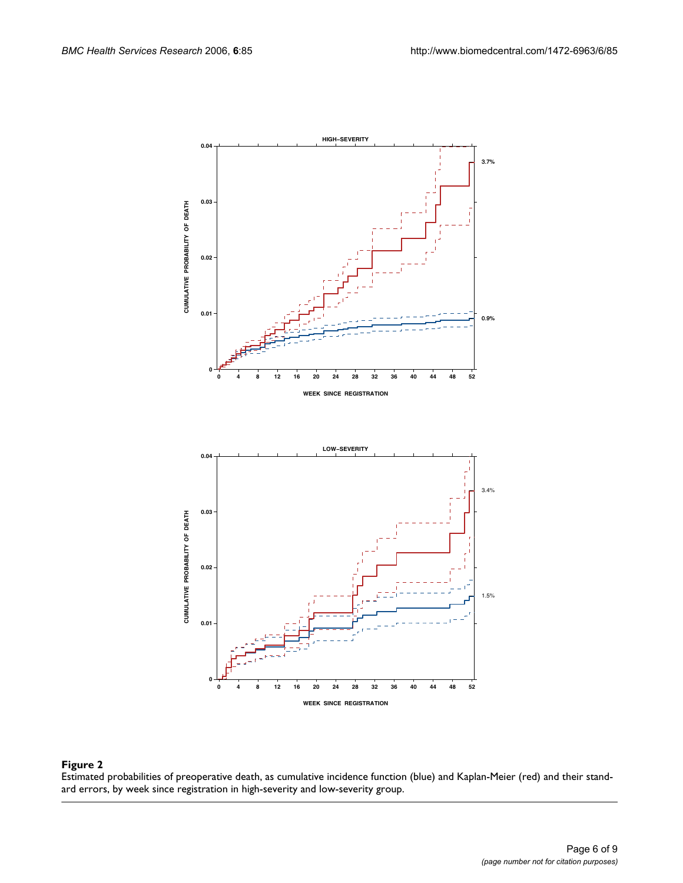**Figure 2**

Estimated probabilities of preoperative death, as cumulative incidence function (blue) and Kaplan-Meier (red) and their standard errors, by week since registration in high-severity and low-severity group.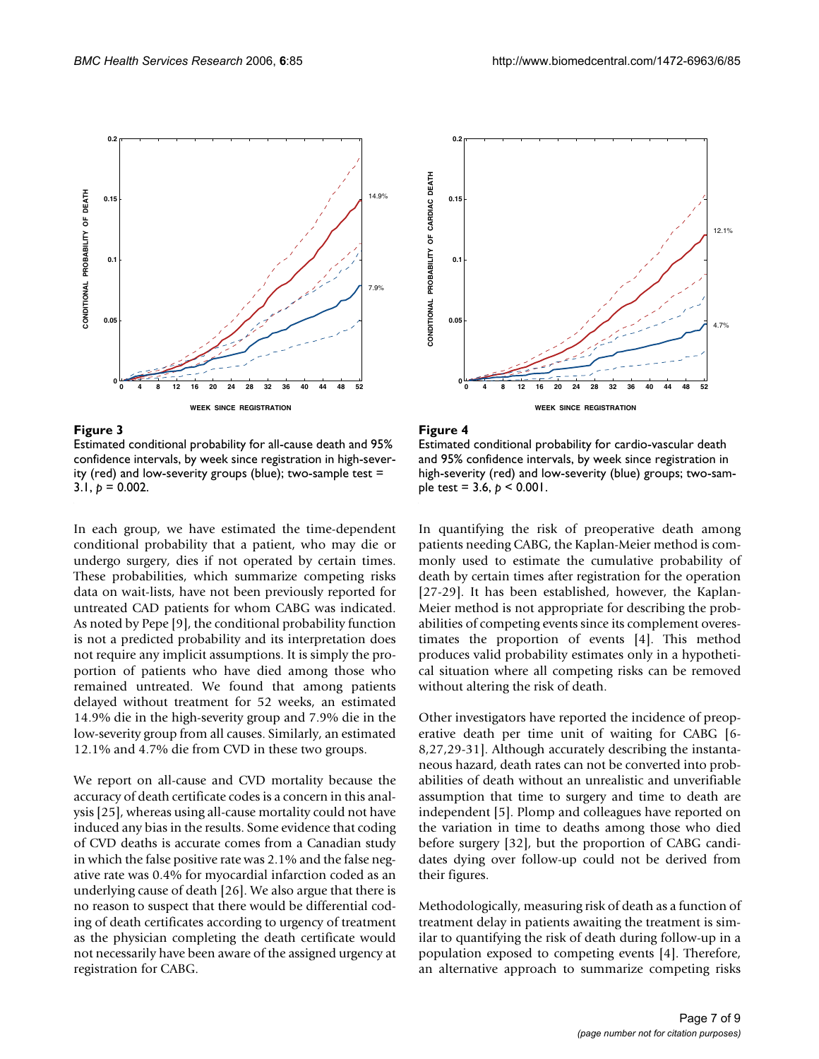**Figure 3**

Estimated conditional probability for all-cause death and 95% confidence intervals, by week since registration in high-severity (red) and low-severity groups (blue); two-sample test = 3.1, $p = 0.002$.

**Figure 4**

Estimated conditional probability for cardio-vascular death and 95% confidence intervals, by week since registration in high-severity (red) and low-severity (blue) groups; two-sample test = 3.6, $p < 0.001$.

In each group, we have estimated the time-dependent conditional probability that a patient, who may die or undergo surgery, dies if not operated by certain times. These probabilities, which summarize competing risks data on wait-lists, have not been previously reported for untreated CAD patients for whom CABG was indicated. As noted by Pepe [9], the conditional probability function is not a predicted probability and its interpretation does not require any implicit assumptions. It is simply the proportion of patients who have died among those who remained untreated. We found that among patients delayed without treatment for 52 weeks, an estimated 14.9% die in the high-severity group and 7.9% die in the low-severity group from all causes. Similarly, an estimated 12.1% and 4.7% die from CVD in these two groups.

We report on all-cause and CVD mortality because the accuracy of death certificate codes is a concern in this analysis [25], whereas using all-cause mortality could not have induced any bias in the results. Some evidence that coding of CVD deaths is accurate comes from a Canadian study in which the false positive rate was 2.1% and the false negative rate was 0.4% for myocardial infarction coded as an underlying cause of death [26]. We also argue that there is no reason to suspect that there would be differential coding of death certificates according to urgency of treatment as the physician completing the death certificate would not necessarily have been aware of the assigned urgency at registration for CABG.

In quantifying the risk of preoperative death among patients needing CABG, the Kaplan-Meier method is commonly used to estimate the cumulative probability of death by certain times after registration for the operation [27-29]. It has been established, however, the Kaplan-Meier method is not appropriate for describing the probabilities of competing events since its complement overestimates the proportion of events [4]. This method produces valid probability estimates only in a hypothetical situation where all competing risks can be removed without altering the risk of death.

Other investigators have reported the incidence of preoperative death per time unit of waiting for CABG [6-8,27,29-31]. Although accurately describing the instantaneous hazard, death rates can not be converted into probabilities of death without an unrealistic and unverifiable assumption that time to surgery and time to death are independent [5]. Plomp and colleagues have reported on the variation in time to deaths among those who died before surgery [32], but the proportion of CABG candidates dying over follow-up could not be derived from their figures.

Methodologically, measuring risk of death as a function of treatment delay in patients awaiting the treatment is similar to quantifying the risk of death during follow-up in a population exposed to competing events [4]. Therefore, an alternative approach to summarize competing risks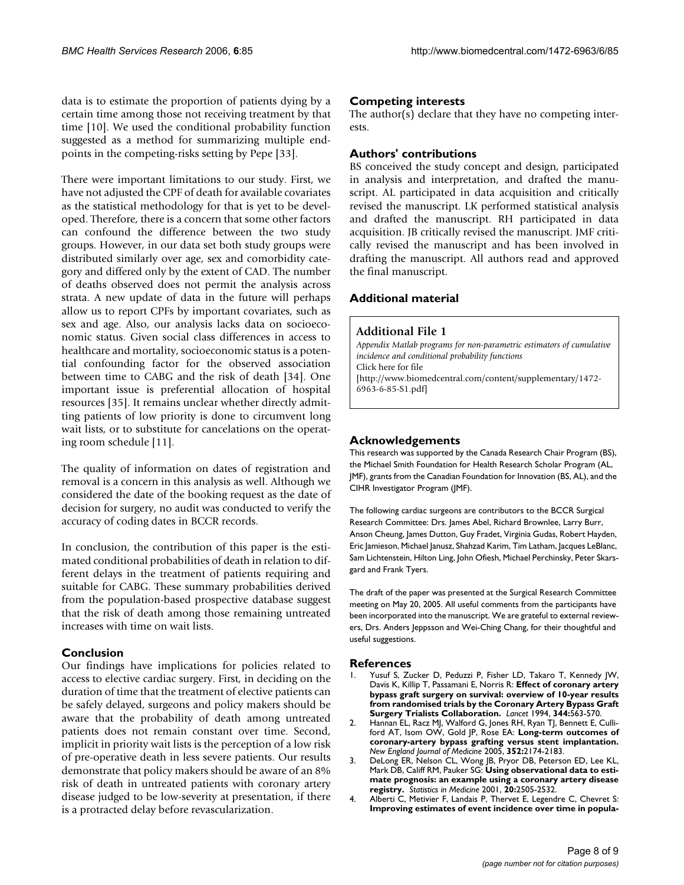data is to estimate the proportion of patients dying by a certain time among those not receiving treatment by that time [10]. We used the conditional probability function suggested as a method for summarizing multiple endpoints in the competing-risks setting by Pepe [33].

There were important limitations to our study. First, we have not adjusted the CPF of death for available covariates as the statistical methodology for that is yet to be developed. Therefore, there is a concern that some other factors can confound the difference between the two study groups. However, in our data set both study groups were distributed similarly over age, sex and comorbidity category and differed only by the extent of CAD. The number of deaths observed does not permit the analysis across strata. A new update of data in the future will perhaps allow us to report CPFs by important covariates, such as sex and age. Also, our analysis lacks data on socioeconomic status. Given social class differences in access to healthcare and mortality, socioeconomic status is a potential confounding factor for the observed association between time to CABG and the risk of death [34]. One important issue is preferential allocation of hospital resources [35]. It remains unclear whether directly admitting patients of low priority is done to circumvent long wait lists, or to substitute for cancelations on the operating room schedule [11].

The quality of information on dates of registration and removal is a concern in this analysis as well. Although we considered the date of the booking request as the date of decision for surgery, no audit was conducted to verify the accuracy of coding dates in BCCR records.

In conclusion, the contribution of this paper is the estimated conditional probabilities of death in relation to different delays in the treatment of patients requiring and suitable for CABG. These summary probabilities derived from the population-based prospective database suggest that the risk of death among those remaining untreated increases with time on wait lists.

## Conclusion

Our findings have implications for policies related to access to elective cardiac surgery. First, in deciding on the duration of time that the treatment of elective patients can be safely delayed, surgeons and policy makers should be aware that the probability of death among untreated patients does not remain constant over time. Second, implicit in priority wait lists is the perception of a low risk of pre-operative death in less severe patients. Our results demonstrate that policy makers should be aware of an 8% risk of death in untreated patients with coronary artery disease judged to be low-severity at presentation, if there is a protracted delay before revascularization.

## Competing interests

The author(s) declare that they have no competing interests.

## Authors' contributions

BS conceived the study concept and design, participated in analysis and interpretation, and drafted the manuscript. AL participated in data acquisition and critically revised the manuscript. LK performed statistical analysis and drafted the manuscript. RH participated in data acquisition. JB critically revised the manuscript. JMF critically revised the manuscript and has been involved in drafting the manuscript. All authors read and approved the final manuscript.

## Additional material

**Additional File 1**

*Appendix Matlab programs for non-parametric estimators of cumulative incidence and conditional probability functions*

Click here for file

[http://www.biomedcentral.com/content/supplementary/1472-6963-6-85-S1.pdf]

## Acknowledgements

This research was supported by the Canada Research Chair Program (BS), the Michael Smith Foundation for Health Research Scholar Program (AL, JMF), grants from the Canadian Foundation for Innovation (BS, AL), and the CIHR Investigator Program (JMF).

The following cardiac surgeons are contributors to the BCCR Surgical Research Committee: Drs. James Abel, Richard Brownlee, Larry Burr, Anson Cheung, James Dutton, Guy Fradet, Virginia Gudas, Robert Hayden, Eric Jamieson, Michael Janusz, Shahzad Karim, Tim Latham, Jacques LeBlanc, Sam Lichtenstein, Hilton Ling, John Ofiesh, Michael Perchinsky, Peter Skarsgard and Frank Tyers.

The draft of the paper was presented at the Surgical Research Committee meeting on May 20, 2005. All useful comments from the participants have been incorporated into the manuscript. We are grateful to external reviewers, Drs. Anders Jeppsson and Wei-Ching Chang, for their thoughtful and useful suggestions.

## References

1. Yusuf S, Zucker D, Peduzzi P, Fisher LD, Takaro T, Kennedy JW, Davis K, Killip T, Passamani E, Norris R: **Effect of coronary artery bypass graft surgery on survival: overview of 10-year results from randomised trials by the Coronary Artery Bypass Graft Surgery Trialists Collaboration.** *Lancet* 1994, **344:**563-570.
2. Hannan EL, Racz MJ, Walford G, Jones RH, Ryan TJ, Bennett E, Culliford AT, Isom OW, Gold JP, Rose EA: **Long-term outcomes of coronary-artery bypass grafting versus stent implantation.** *New England Journal of Medicine* 2005, **352:**2174-2183.
3. DeLong ER, Nelson CL, Wong JB, Pryor DB, Peterson ED, Lee KL, Mark DB, Califf RM, Pauker SG: **Using observational data to estimate prognosis: an example using a coronary artery disease registry.** *Statistics in Medicine* 2001, **20:**2505-2532.
4. Alberti C, Metivier F, Landais P, Thervet E, Legendre C, Chevret S: **Improving estimates of event incidence over time in popula-**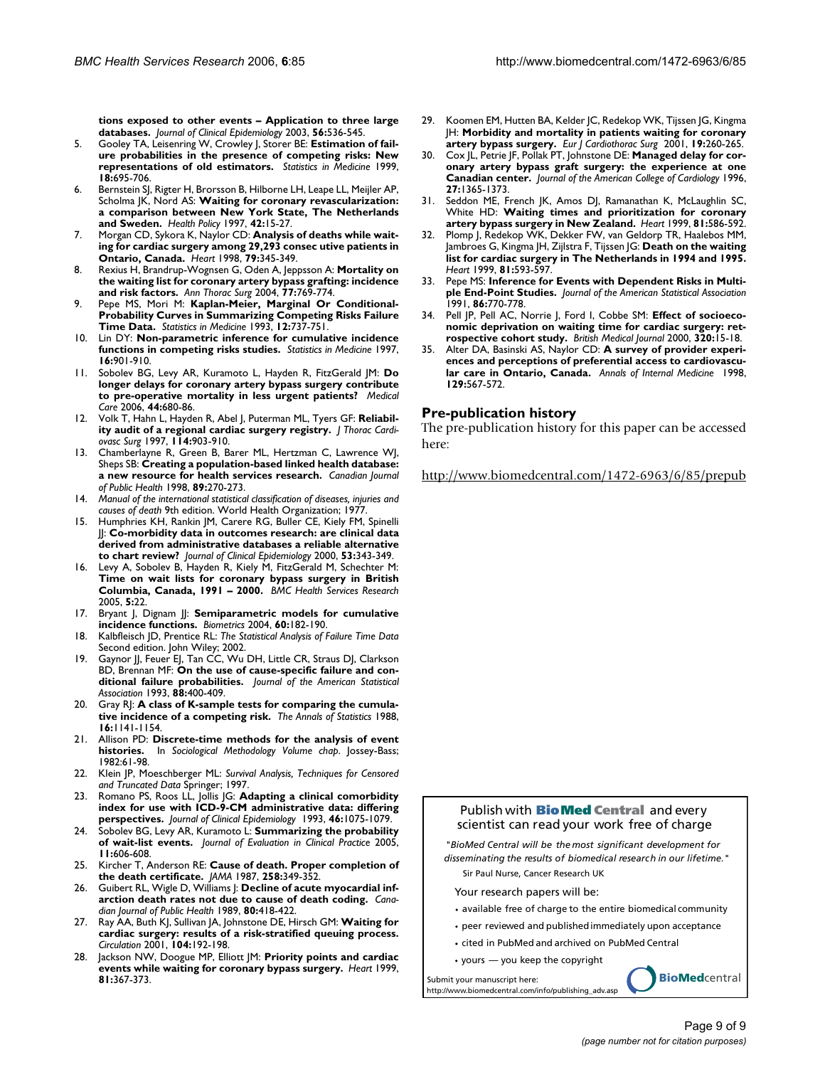tions exposed to other events – Application to three large databases.** *Journal of Clinical Epidemiology* 2003, **56:**536-545.

5. Gooley TA, Leisenring W, Crowley J, Storer BE: **Estimation of failure probabilities in the presence of competing risks: New representations of old estimators.** *Statistics in Medicine* 1999, **18:**695-706.
6. Bernstein SJ, Rigter H, Brorsson B, Hilborne LH, Leape LL, Meijler AP, Scholma JK, Nord AS: **Waiting for coronary revascularization: a comparison between New York State, The Netherlands and Sweden.** *Health Policy* 1997, **42:**15-27.
7. Morgan CD, Sykora K, Naylor CD: **Analysis of deaths while waiting for cardiac surgery among 29,293 consec utive patients in Ontario, Canada.** *Heart* 1998, **79:**345-349.
8. Rexius H, Brandrup-Wognsen G, Oden A, Jeppsson A: **Mortality on the waiting list for coronary artery bypass grafting: incidence and risk factors.** *Ann Thorac Surg* 2004, **77:**769-774.
9. Pepe MS, Mori M: **Kaplan-Meier, Marginal Or Conditional-Probability Curves in Summarizing Competing Risks Failure Time Data.** *Statistics in Medicine* 1993, **12:**737-751.
10. Lin DY: **Non-parametric inference for cumulative incidence functions in competing risks studies.** *Statistics in Medicine* 1997, **16:**901-910.
11. Sobolev BG, Levy AR, Kuramoto L, Hayden R, FitzGerald JM: **Do longer delays for coronary artery bypass surgery contribute to pre-operative mortality in less urgent patients?** *Medical Care* 2006, **44:**680-86.
12. Volk T, Hahn L, Hayden R, Abel J, Puterman ML, Tyers GF: **Reliability audit of a regional cardiac surgery registry.** *J Thorac Cardiovasc Surg* 1997, **114:**903-910.
13. Chamberlayne R, Green B, Barer ML, Hertzman C, Lawrence WJ, Sheps SB: **Creating a population-based linked health database: a new resource for health services research.** *Canadian Journal of Public Health* 1998, **89:**270-273.
14. *Manual of the international statistical classification of diseases, injuries and causes of death* 9th edition. World Health Organization; 1977.
15. Humphries KH, Rankin JM, Carere RG, Buller CE, Kiely FM, Spinelli JJ: **Co-morbidity data in outcomes research: are clinical data derived from administrative databases a reliable alternative to chart review?** *Journal of Clinical Epidemiology* 2000, **53:**343-349.
16. Levy A, Sobolev B, Hayden R, Kiely M, FitzGerald M, Schechter M: **Time on wait lists for coronary bypass surgery in British Columbia, Canada, 1991 – 2000.** *BMC Health Services Research* 2005, **5:**22.
17. Bryant J, Dignam JJ: **Semiparametric models for cumulative incidence functions.** *Biometrics* 2004, **60:**182-190.
18. Kalbfleisch JD, Prentice RL: *The Statistical Analysis of Failure Time Data* Second edition. John Wiley; 2002.
19. Gaynor JJ, Feuer EJ, Tan CC, Wu DH, Little CR, Straus DJ, Clarkson BD, Brennan MF: **On the use of cause-specific failure and conditional failure probabilities.** *Journal of the American Statistical Association* 1993, **88:**400-409.
20. Gray RJ: **A class of K-sample tests for comparing the cumulative incidence of a competing risk.** *The Annals of Statistics* 1988, **16:**1141-1154.
21. Allison PD: **Discrete-time methods for the analysis of event histories.** In *Sociological Methodology Volume chap*. Jossey-Bass; 1982:61-98.
22. Klein JP, Moeschberger ML: *Survival Analysis, Techniques for Censored and Truncated Data* Springer; 1997.
23. Romano PS, Roos LL, Jollis JG: **Adapting a clinical comorbidity index for use with ICD-9-CM administrative data: differing perspectives.** *Journal of Clinical Epidemiology* 1993, **46:**1075-1079.
24. Sobolev BG, Levy AR, Kuramoto L: **Summarizing the probability of wait-list events.** *Journal of Evaluation in Clinical Practice* 2005, **11:**606-608.
25. Kircher T, Anderson RE: **Cause of death. Proper completion of the death certificate.** *JAMA* 1987, **258:**349-352.
26. Guibert RL, Wigle D, Williams J: **Decline of acute myocardial infarction death rates not due to cause of death coding.** *Canadian Journal of Public Health* 1989, **80:**418-422.
27. Ray AA, Buth KJ, Sullivan JA, Johnstone DE, Hirsch GM: **Waiting for cardiac surgery: results of a risk-stratified queuing process.** *Circulation* 2001, **104:**192-198.
28. Jackson NW, Doogue MP, Elliott JM: **Priority points and cardiac events while waiting for coronary bypass surgery.** *Heart* 1999, **81:**367-373.
29. Koomen EM, Hutten BA, Kelder JC, Redekop WK, Tijssen JG, Kingma JH: **Morbidity and mortality in patients waiting for coronary artery bypass surgery.** *Eur J Cardiothorac Surg* 2001, **19:**260-265.
30. Cox JL, Petrie JF, Pollak PT, Johnstone DE: **Managed delay for coronary artery bypass graft surgery: the experience at one Canadian center.** *Journal of the American College of Cardiology* 1996, **27:**1365-1373.
31. Seddon ME, French JK, Amos DJ, Ramanathan K, McLaughlin SC, White HD: **Waiting times and prioritization for coronary artery bypass surgery in New Zealand.** *Heart* 1999, **81:**586-592.
32. Plomp J, Redekop WK, Dekker FW, van Geldorp TR, Haalebos MM, Jambroes G, Kingma JH, Zijlstra F, Tijssen JG: **Death on the waiting list for cardiac surgery in The Netherlands in 1994 and 1995.** *Heart* 1999, **81:**593-597.
33. Pepe MS: **Inference for Events with Dependent Risks in Multiple End-Point Studies.** *Journal of the American Statistical Association* 1991, **86:**770-778.
34. Pell JP, Pell AC, Norrie J, Ford I, Cobbe SM: **Effect of socioeconomic deprivation on waiting time for cardiac surgery: retrospective cohort study.** *British Medical Journal* 2000, **320:**15-18.
35. Alter DA, Basinski AS, Naylor CD: **A survey of provider experiences and perceptions of preferential access to cardiovascular care in Ontario, Canada.** *Annals of Internal Medicine* 1998, **129:**567-572.

## Pre-publication history

The pre-publication history for this paper can be accessed here:

http://www.biomedcentral.com/1472-6963/6/85/prepub

Publish with **BioMed Central** and every scientist can read your work free of charge

*"BioMed Central will be the most significant development for disseminating the results of biomedical research in our lifetime."*
Sir Paul Nurse, Cancer Research UK

Your research papers will be:

- available free of charge to the entire biomedical community
- peer reviewed and published immediately upon acceptance
- cited in PubMed and archived on PubMed Central
- yours — you keep the copyright

Submit your manuscript here:
http://www.biomedcentral.com/info/publishing_adv.asp

BioMedcentral